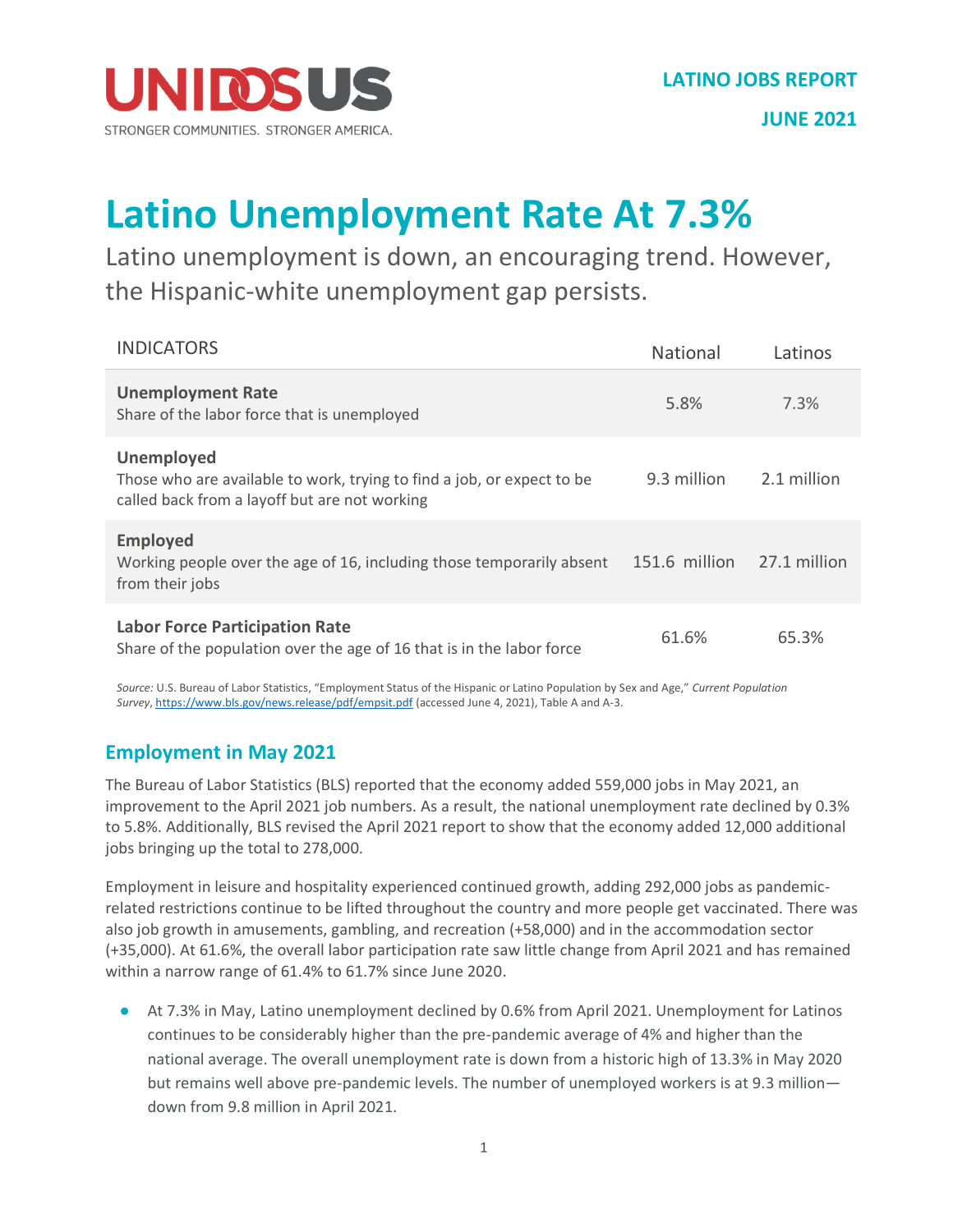UNIDOSUS

STRONGER COMMUNITIES. STRONGER AMERICA.

**LATINO JOBS REPORT**

**JUNE 2021**

# Latino Unemployment Rate At 7.3%

Latino unemployment is down, an encouraging trend. However, the Hispanic-white unemployment gap persists.

| INDICATORS | National | Latinos |
|---|---|---|
| **Unemployment Rate**<br>Share of the labor force that is unemployed | 5.8% | 7.3% |
| **Unemployed**<br>Those who are available to work, trying to find a job, or expect to be called back from a layoff but are not working | 9.3 million | 2.1 million |
| **Employed**<br>Working people over the age of 16, including those temporarily absent from their jobs | 151.6 million | 27.1 million |
| **Labor Force Participation Rate**<br>Share of the population over the age of 16 that is in the labor force | 61.6% | 65.3% |

*Source:* U.S. Bureau of Labor Statistics, "Employment Status of the Hispanic or Latino Population by Sex and Age," *Current Population Survey*, https://www.bls.gov/news.release/pdf/empsit.pdf (accessed June 4, 2021), Table A and A-3.

## Employment in May 2021

The Bureau of Labor Statistics (BLS) reported that the economy added 559,000 jobs in May 2021, an improvement to the April 2021 job numbers. As a result, the national unemployment rate declined by 0.3% to 5.8%. Additionally, BLS revised the April 2021 report to show that the economy added 12,000 additional jobs bringing up the total to 278,000.

Employment in leisure and hospitality experienced continued growth, adding 292,000 jobs as pandemic-related restrictions continue to be lifted throughout the country and more people get vaccinated. There was also job growth in amusements, gambling, and recreation (+58,000) and in the accommodation sector (+35,000). At 61.6%, the overall labor participation rate saw little change from April 2021 and has remained within a narrow range of 61.4% to 61.7% since June 2020.

- At 7.3% in May, Latino unemployment declined by 0.6% from April 2021. Unemployment for Latinos continues to be considerably higher than the pre-pandemic average of 4% and higher than the national average. The overall unemployment rate is down from a historic high of 13.3% in May 2020 but remains well above pre-pandemic levels. The number of unemployed workers is at 9.3 million—down from 9.8 million in April 2021.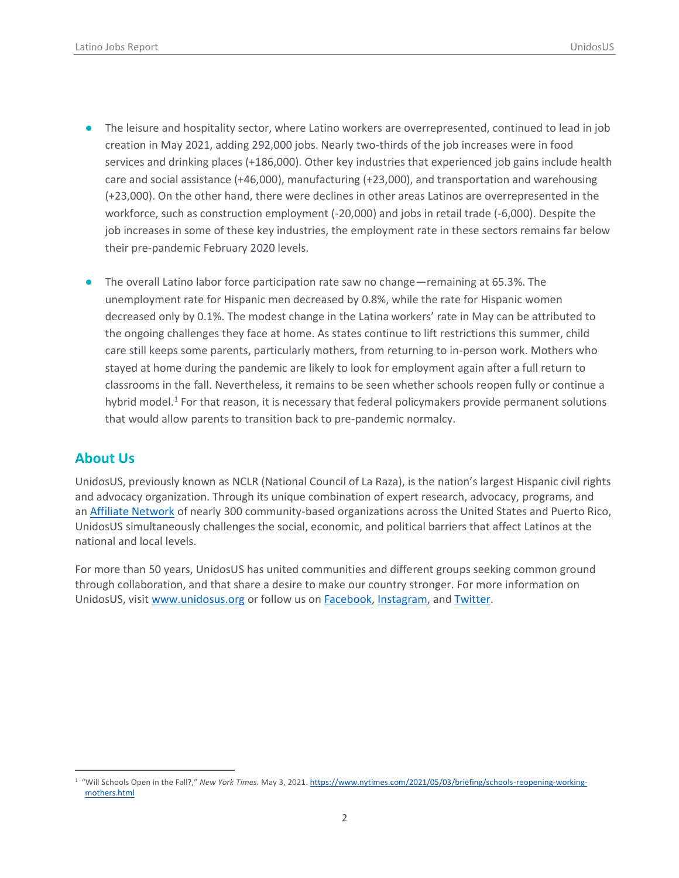- The leisure and hospitality sector, where Latino workers are overrepresented, continued to lead in job creation in May 2021, adding 292,000 jobs. Nearly two-thirds of the job increases were in food services and drinking places (+186,000). Other key industries that experienced job gains include health care and social assistance (+46,000), manufacturing (+23,000), and transportation and warehousing (+23,000). On the other hand, there were declines in other areas Latinos are overrepresented in the workforce, such as construction employment (-20,000) and jobs in retail trade (-6,000). Despite the job increases in some of these key industries, the employment rate in these sectors remains far below their pre-pandemic February 2020 levels.

- The overall Latino labor force participation rate saw no change—remaining at 65.3%. The unemployment rate for Hispanic men decreased by 0.8%, while the rate for Hispanic women decreased only by 0.1%. The modest change in the Latina workers' rate in May can be attributed to the ongoing challenges they face at home. As states continue to lift restrictions this summer, child care still keeps some parents, particularly mothers, from returning to in-person work. Mothers who stayed at home during the pandemic are likely to look for employment again after a full return to classrooms in the fall. Nevertheless, it remains to be seen whether schools reopen fully or continue a hybrid model.[1] For that reason, it is necessary that federal policymakers provide permanent solutions that would allow parents to transition back to pre-pandemic normalcy.

## About Us

UnidosUS, previously known as NCLR (National Council of La Raza), is the nation's largest Hispanic civil rights and advocacy organization. Through its unique combination of expert research, advocacy, programs, and an Affiliate Network of nearly 300 community-based organizations across the United States and Puerto Rico, UnidosUS simultaneously challenges the social, economic, and political barriers that affect Latinos at the national and local levels.

For more than 50 years, UnidosUS has united communities and different groups seeking common ground through collaboration, and that share a desire to make our country stronger. For more information on UnidosUS, visit www.unidosus.org or follow us on Facebook, Instagram, and Twitter.

---

[1] "Will Schools Open in the Fall?," *New York Times.* May 3, 2021. https://www.nytimes.com/2021/05/03/briefing/schools-reopening-working-mothers.html